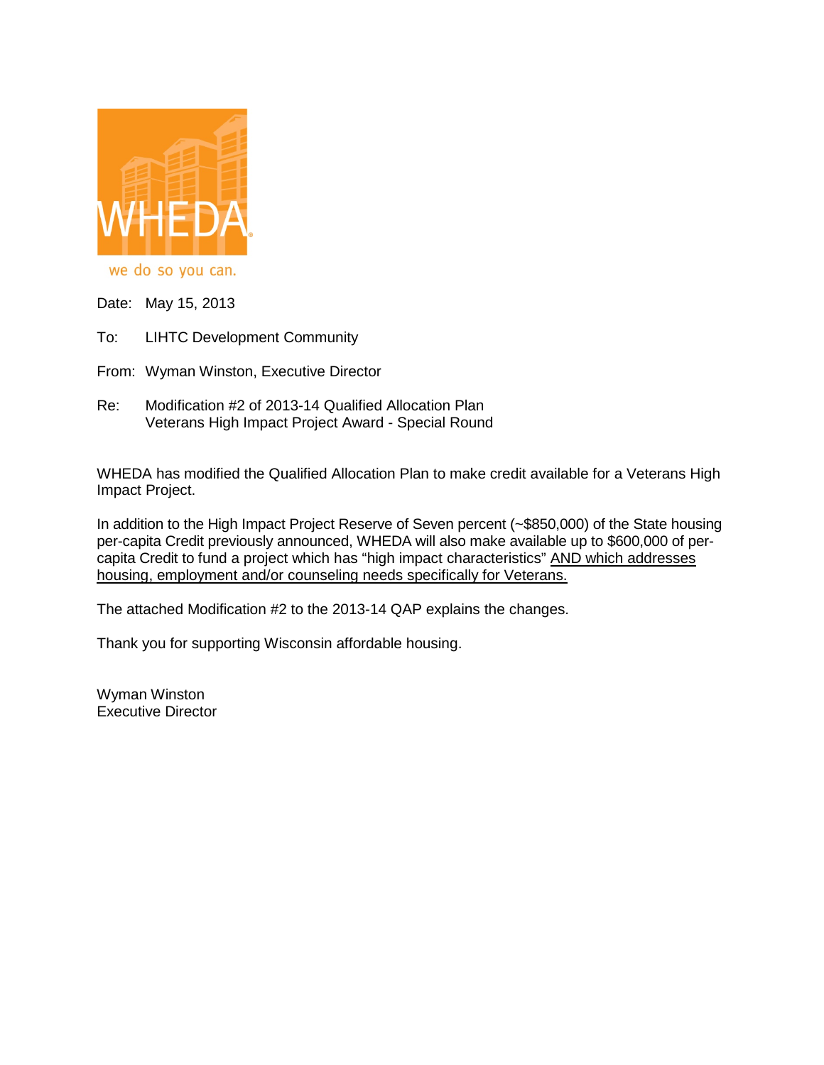WHEDA

we do so you can.

Date: May 15, 2013

To: LIHTC Development Community

From: Wyman Winston, Executive Director

Re: Modification #2 of 2013-14 Qualified Allocation Plan
Veterans High Impact Project Award - Special Round

WHEDA has modified the Qualified Allocation Plan to make credit available for a Veterans High Impact Project.

In addition to the High Impact Project Reserve of Seven percent (~$850,000) of the State housing per-capita Credit previously announced, WHEDA will also make available up to $600,000 of per-capita Credit to fund a project which has "high impact characteristics" AND which addresses housing, employment and/or counseling needs specifically for Veterans.

The attached Modification #2 to the 2013-14 QAP explains the changes.

Thank you for supporting Wisconsin affordable housing.

Wyman Winston
Executive Director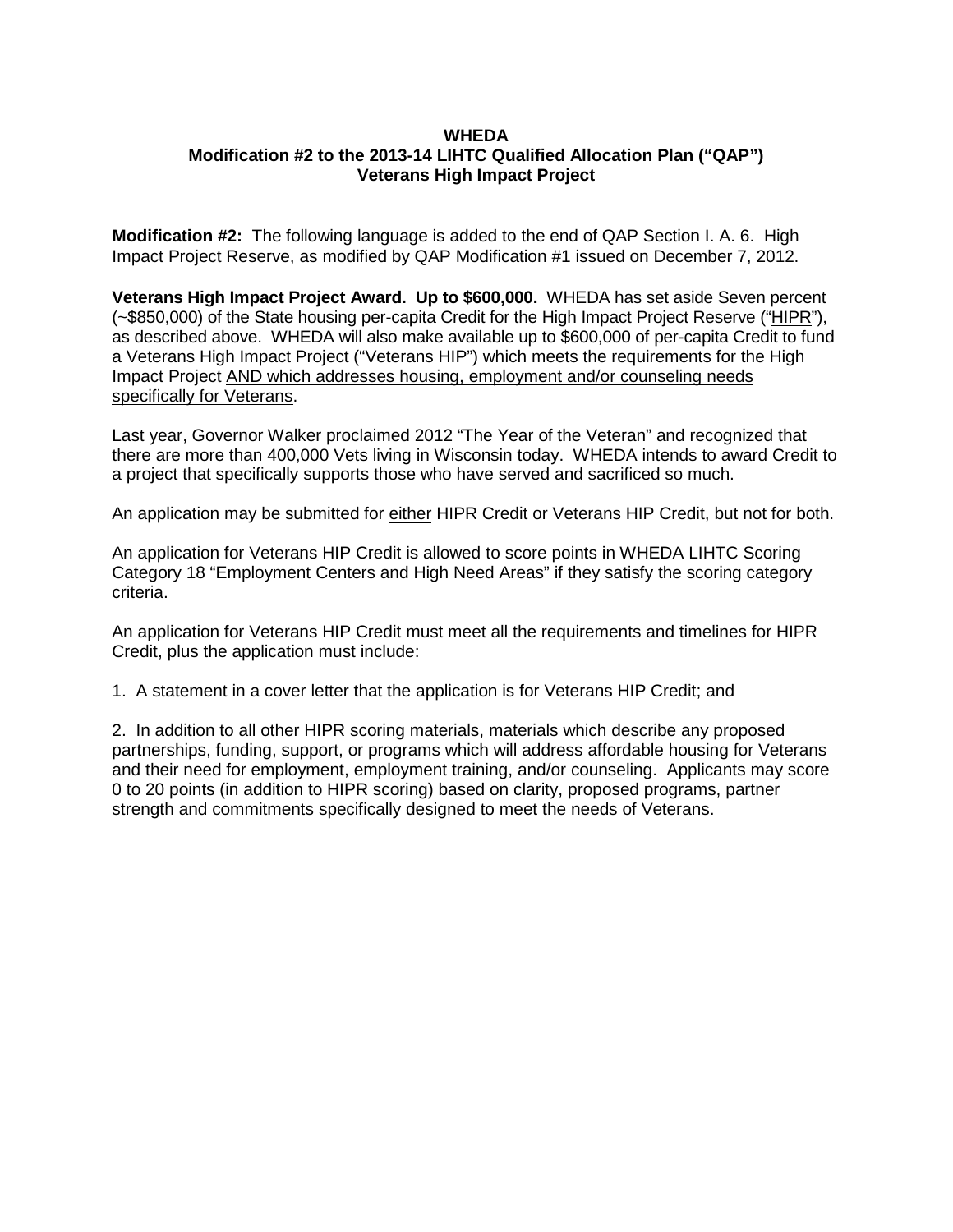**WHEDA**
**Modification #2 to the 2013-14 LIHTC Qualified Allocation Plan ("QAP")**
**Veterans High Impact Project**

**Modification #2:** The following language is added to the end of QAP Section I. A. 6. High Impact Project Reserve, as modified by QAP Modification #1 issued on December 7, 2012.

**Veterans High Impact Project Award. Up to $600,000.** WHEDA has set aside Seven percent (~$850,000) of the State housing per-capita Credit for the High Impact Project Reserve ("<u>HIPR</u>"), as described above. WHEDA will also make available up to $600,000 of per-capita Credit to fund a Veterans High Impact Project ("<u>Veterans HIP</u>") which meets the requirements for the High Impact Project <u>AND which addresses housing, employment and/or counseling needs specifically for Veterans</u>.

Last year, Governor Walker proclaimed 2012 "The Year of the Veteran" and recognized that there are more than 400,000 Vets living in Wisconsin today. WHEDA intends to award Credit to a project that specifically supports those who have served and sacrificed so much.

An application may be submitted for <u>either</u> HIPR Credit or Veterans HIP Credit, but not for both.

An application for Veterans HIP Credit is allowed to score points in WHEDA LIHTC Scoring Category 18 "Employment Centers and High Need Areas" if they satisfy the scoring category criteria.

An application for Veterans HIP Credit must meet all the requirements and timelines for HIPR Credit, plus the application must include:

1. A statement in a cover letter that the application is for Veterans HIP Credit; and

2. In addition to all other HIPR scoring materials, materials which describe any proposed partnerships, funding, support, or programs which will address affordable housing for Veterans and their need for employment, employment training, and/or counseling. Applicants may score 0 to 20 points (in addition to HIPR scoring) based on clarity, proposed programs, partner strength and commitments specifically designed to meet the needs of Veterans.